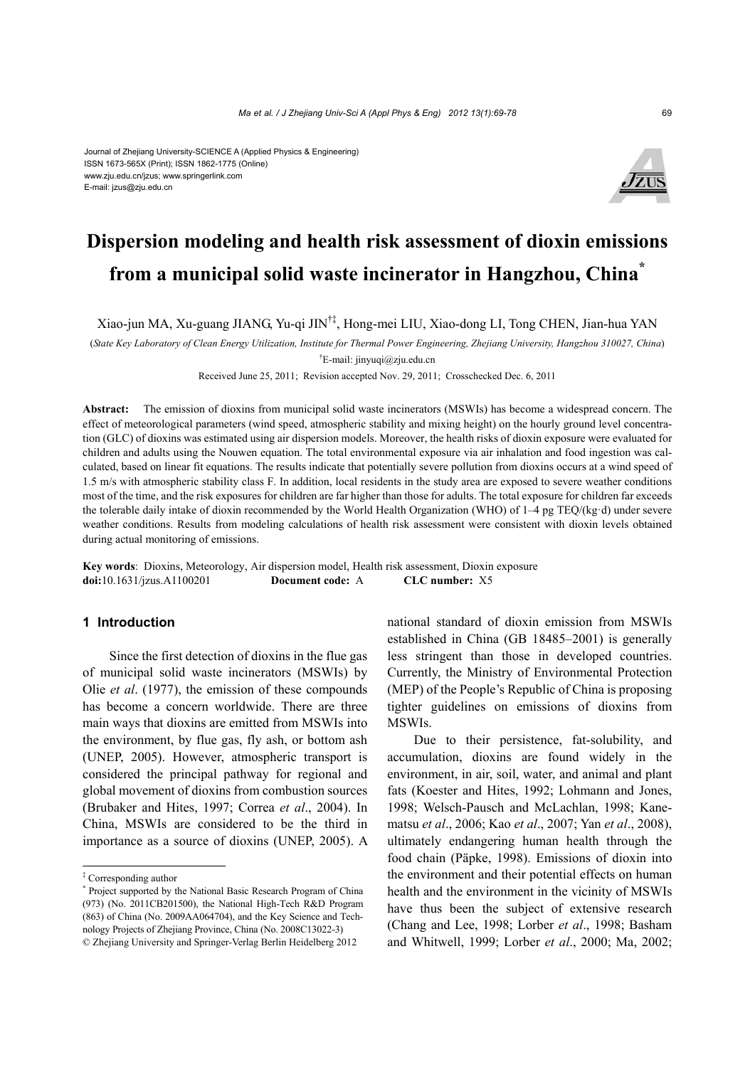Journal of Zhejiang University-SCIENCE A (Applied Physics & Engineering)
ISSN 1673-565X (Print); ISSN 1862-1775 (Online)
www.zju.edu.cn/jzus; www.springerlink.com
E-mail: jzus@zju.edu.cn

# Dispersion modeling and health risk assessment of dioxin emissions from a municipal solid waste incinerator in Hangzhou, China*

Xiao-jun MA, Xu-guang JIANG, Yu-qi JIN†‡, Hong-mei LIU, Xiao-dong LI, Tong CHEN, Jian-hua YAN

(*State Key Laboratory of Clean Energy Utilization, Institute for Thermal Power Engineering, Zhejiang University, Hangzhou 310027, China*)

†E-mail: jinyuqi@zju.edu.cn

Received June 25, 2011; Revision accepted Nov. 29, 2011; Crosschecked Dec. 6, 2011

**Abstract:** The emission of dioxins from municipal solid waste incinerators (MSWIs) has become a widespread concern. The effect of meteorological parameters (wind speed, atmospheric stability and mixing height) on the hourly ground level concentration (GLC) of dioxins was estimated using air dispersion models. Moreover, the health risks of dioxin exposure were evaluated for children and adults using the Nouwen equation. The total environmental exposure via air inhalation and food ingestion was calculated, based on linear fit equations. The results indicate that potentially severe pollution from dioxins occurs at a wind speed of 1.5 m/s with atmospheric stability class F. In addition, local residents in the study area are exposed to severe weather conditions most of the time, and the risk exposures for children are far higher than those for adults. The total exposure for children far exceeds the tolerable daily intake of dioxin recommended by the World Health Organization (WHO) of 1–4 pg TEQ/(kg·d) under severe weather conditions. Results from modeling calculations of health risk assessment were consistent with dioxin levels obtained during actual monitoring of emissions.

**Key words**: Dioxins, Meteorology, Air dispersion model, Health risk assessment, Dioxin exposure

**doi:**10.1631/jzus.A1100201 **Document code:** A **CLC number:** X5

## 1 Introduction

Since the first detection of dioxins in the flue gas of municipal solid waste incinerators (MSWIs) by Olie *et al*. (1977), the emission of these compounds has become a concern worldwide. There are three main ways that dioxins are emitted from MSWIs into the environment, by flue gas, fly ash, or bottom ash (UNEP, 2005). However, atmospheric transport is considered the principal pathway for regional and global movement of dioxins from combustion sources (Brubaker and Hites, 1997; Correa *et al*., 2004). In China, MSWIs are considered to be the third in importance as a source of dioxins (UNEP, 2005). A national standard of dioxin emission from MSWIs established in China (GB 18485–2001) is generally less stringent than those in developed countries. Currently, the Ministry of Environmental Protection (MEP) of the People's Republic of China is proposing tighter guidelines on emissions of dioxins from MSWIs.

Due to their persistence, fat-solubility, and accumulation, dioxins are found widely in the environment, in air, soil, water, and animal and plant fats (Koester and Hites, 1992; Lohmann and Jones, 1998; Welsch-Pausch and McLachlan, 1998; Kanematsu *et al*., 2006; Kao *et al*., 2007; Yan *et al*., 2008), ultimately endangering human health through the food chain (Päpke, 1998). Emissions of dioxin into the environment and their potential effects on human health and the environment in the vicinity of MSWIs have thus been the subject of extensive research (Chang and Lee, 1998; Lorber *et al*., 1998; Basham and Whitwell, 1999; Lorber *et al*., 2000; Ma, 2002;

‡ Corresponding author

\* Project supported by the National Basic Research Program of China (973) (No. 2011CB201500), the National High-Tech R&D Program (863) of China (No. 2009AA064704), and the Key Science and Technology Projects of Zhejiang Province, China (No. 2008C13022-3)

© Zhejiang University and Springer-Verlag Berlin Heidelberg 2012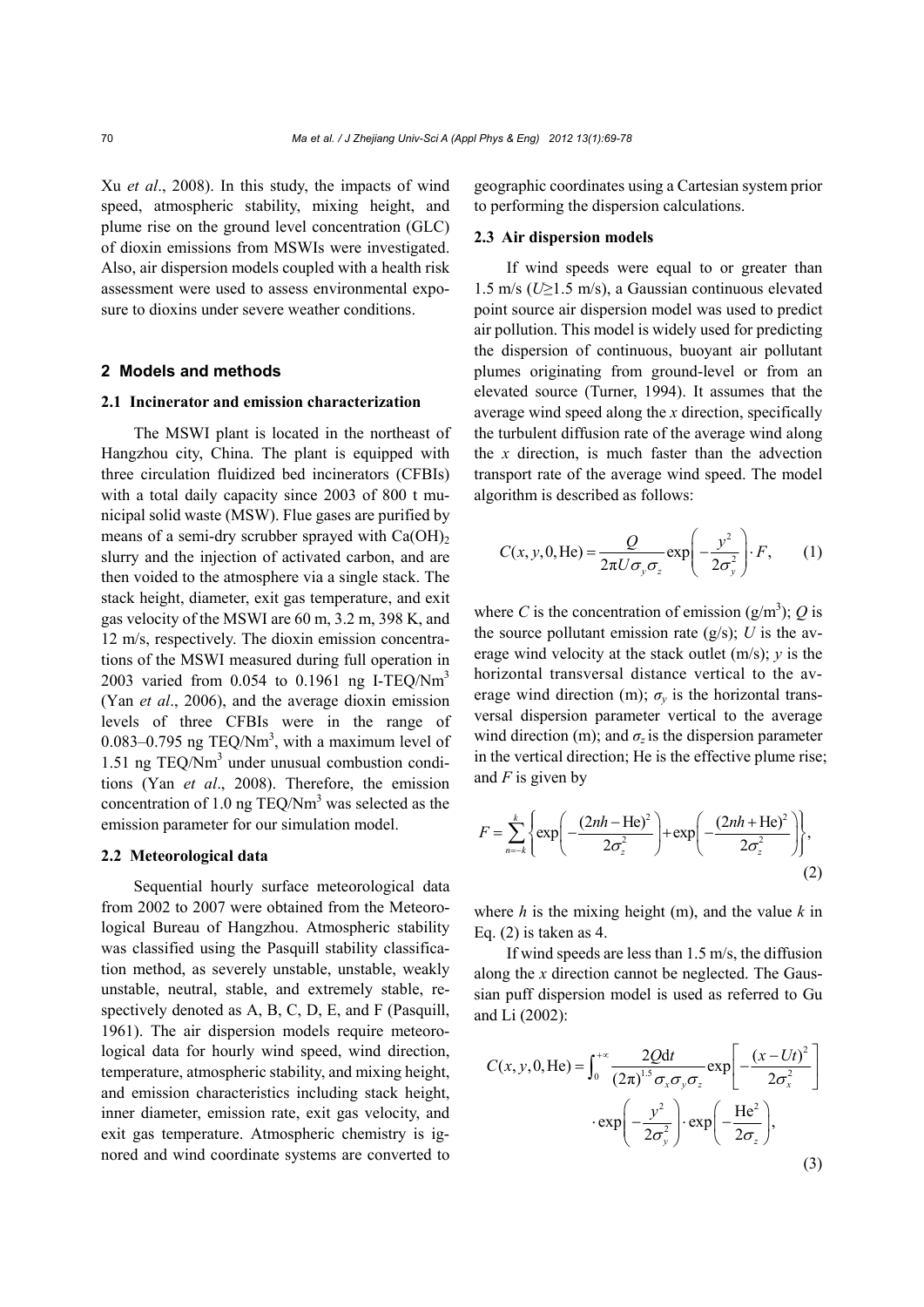Xu *et al*., 2008). In this study, the impacts of wind speed, atmospheric stability, mixing height, and plume rise on the ground level concentration (GLC) of dioxin emissions from MSWIs were investigated. Also, air dispersion models coupled with a health risk assessment were used to assess environmental exposure to dioxins under severe weather conditions.

## 2 Models and methods

### 2.1 Incinerator and emission characterization

The MSWI plant is located in the northeast of Hangzhou city, China. The plant is equipped with three circulation fluidized bed incinerators (CFBIs) with a total daily capacity since 2003 of 800 t municipal solid waste (MSW). Flue gases are purified by means of a semi-dry scrubber sprayed with $Ca(OH)_2$ slurry and the injection of activated carbon, and are then voided to the atmosphere via a single stack. The stack height, diameter, exit gas temperature, and exit gas velocity of the MSWI are 60 m, 3.2 m, 398 K, and 12 m/s, respectively. The dioxin emission concentrations of the MSWI measured during full operation in 2003 varied from 0.054 to 0.1961 ng I-TEQ/$Nm^3$ (Yan *et al*., 2006), and the average dioxin emission levels of three CFBIs were in the range of 0.083–0.795 ng TEQ/$Nm^3$, with a maximum level of 1.51 ng TEQ/$Nm^3$ under unusual combustion conditions (Yan *et al*., 2008). Therefore, the emission concentration of 1.0 ng TEQ/$Nm^3$ was selected as the emission parameter for our simulation model.

### 2.2 Meteorological data

Sequential hourly surface meteorological data from 2002 to 2007 were obtained from the Meteorological Bureau of Hangzhou. Atmospheric stability was classified using the Pasquill stability classification method, as severely unstable, unstable, weakly unstable, neutral, stable, and extremely stable, respectively denoted as A, B, C, D, E, and F (Pasquill, 1961). The air dispersion models require meteorological data for hourly wind speed, wind direction, temperature, atmospheric stability, and mixing height, and emission characteristics including stack height, inner diameter, emission rate, exit gas velocity, and exit gas temperature. Atmospheric chemistry is ignored and wind coordinate systems are converted to geographic coordinates using a Cartesian system prior to performing the dispersion calculations.

### 2.3 Air dispersion models

If wind speeds were equal to or greater than 1.5 m/s ($U \geq 1.5$ m/s), a Gaussian continuous elevated point source air dispersion model was used to predict air pollution. This model is widely used for predicting the dispersion of continuous, buoyant air pollutant plumes originating from ground-level or from an elevated source (Turner, 1994). It assumes that the average wind speed along the $x$ direction, specifically the turbulent diffusion rate of the average wind along the $x$ direction, is much faster than the advection transport rate of the average wind speed. The model algorithm is described as follows:

$$C(x, y, 0, \text{He}) = \frac{Q}{2\pi U \sigma_y \sigma_z} \exp\left(-\frac{y^2}{2\sigma_y^2}\right) \cdot F, \qquad (1)$$

where $C$ is the concentration of emission (g/$m^3$); $Q$ is the source pollutant emission rate (g/s); $U$ is the average wind velocity at the stack outlet (m/s); $y$ is the horizontal transversal distance vertical to the average wind direction (m); $\sigma_y$ is the horizontal transversal dispersion parameter vertical to the average wind direction (m); and $\sigma_z$ is the dispersion parameter in the vertical direction; He is the effective plume rise; and $F$ is given by

$$F = \sum_{n=-k}^{k} \left\{ \exp\left(-\frac{(2nh - \text{He})^2}{2\sigma_z^2}\right) + \exp\left(-\frac{(2nh + \text{He})^2}{2\sigma_z^2}\right) \right\}, \qquad (2)$$

where $h$ is the mixing height (m), and the value $k$ in Eq. (2) is taken as 4.

If wind speeds are less than 1.5 m/s, the diffusion along the $x$ direction cannot be neglected. The Gaussian puff dispersion model is used as referred to Gu and Li (2002):

$$C(x, y, 0, \text{He}) = \int_0^{+\infty} \frac{2Q\text{d}t}{(2\pi)^{1.5} \sigma_x \sigma_y \sigma_z} \exp\left[-\frac{(x - Ut)^2}{2\sigma_x^2}\right] \cdot \exp\left(-\frac{y^2}{2\sigma_y^2}\right) \cdot \exp\left(-\frac{\text{He}^2}{2\sigma_z}\right), \qquad (3)$$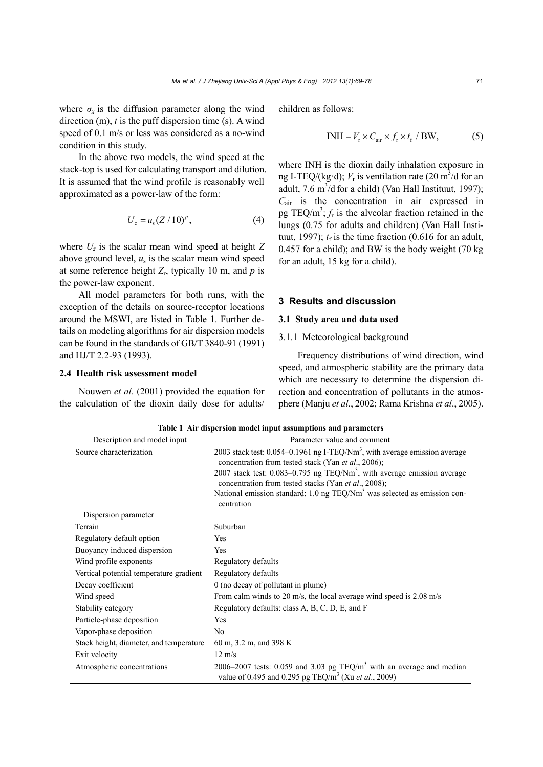where $\sigma_x$ is the diffusion parameter along the wind direction (m), $t$ is the puff dispersion time (s). A wind speed of 0.1 m/s or less was considered as a no-wind condition in this study.

In the above two models, the wind speed at the stack-top is used for calculating transport and dilution. It is assumed that the wind profile is reasonably well approximated as a power-law of the form:

$$U_z = u_s (Z/10)^p, \tag{4}$$

where $U_z$ is the scalar mean wind speed at height $Z$ above ground level, $u_s$ is the scalar mean wind speed at some reference height $Z_r$, typically 10 m, and $p$ is the power-law exponent.

All model parameters for both runs, with the exception of the details on source-receptor locations around the MSWI, are listed in Table 1. Further details on modeling algorithms for air dispersion models can be found in the standards of GB/T 3840-91 (1991) and HJ/T 2.2-93 (1993).

### 2.4 Health risk assessment model

Nouwen *et al*. (2001) provided the equation for the calculation of the dioxin daily dose for adults/children as follows:

$$\text{INH} = V_r \times C_{air} \times f_r \times t_f \, / \, \text{BW}, \tag{5}$$

where INH is the dioxin daily inhalation exposure in ng I-TEQ/(kg·d); $V_r$ is ventilation rate (20 $m^3$/d for an adult, 7.6 $m^3$/d for a child) (Van Hall Instituut, 1997); $C_{air}$ is the concentration in air expressed in pg TEQ/$m^3$; $f_r$ is the alveolar fraction retained in the lungs (0.75 for adults and children) (Van Hall Instituut, 1997); $t_f$ is the time fraction (0.616 for an adult, 0.457 for a child); and BW is the body weight (70 kg for an adult, 15 kg for a child).

## 3 Results and discussion

### 3.1 Study area and data used

#### 3.1.1 Meteorological background

Frequency distributions of wind direction, wind speed, and atmospheric stability are the primary data which are necessary to determine the dispersion direction and concentration of pollutants in the atmosphere (Manju *et al*., 2002; Rama Krishna *et al*., 2005).

**Table 1 Air dispersion model input assumptions and parameters**

| Description and model input | Parameter value and comment |
|---|---|
| Source characterization | 2003 stack test: 0.054–0.1961 ng I-TEQ/$Nm^3$, with average emission average concentration from tested stack (Yan *et al*., 2006); 2007 stack test: 0.083–0.795 ng TEQ/$Nm^3$, with average emission average concentration from tested stacks (Yan *et al*., 2008); National emission standard: 1.0 ng TEQ/$Nm^3$ was selected as emission concentration |
| Dispersion parameter | |
| Terrain | Suburban |
| Regulatory default option | Yes |
| Buoyancy induced dispersion | Yes |
| Wind profile exponents | Regulatory defaults |
| Vertical potential temperature gradient | Regulatory defaults |
| Decay coefficient | 0 (no decay of pollutant in plume) |
| Wind speed | From calm winds to 20 m/s, the local average wind speed is 2.08 m/s |
| Stability category | Regulatory defaults: class A, B, C, D, E, and F |
| Particle-phase deposition | Yes |
| Vapor-phase deposition | No |
| Stack height, diameter, and temperature | 60 m, 3.2 m, and 398 K |
| Exit velocity | 12 m/s |
| Atmospheric concentrations | 2006–2007 tests: 0.059 and 3.03 pg TEQ/$m^3$ with an average and median value of 0.495 and 0.295 pg TEQ/$m^3$ (Xu *et al*., 2009) |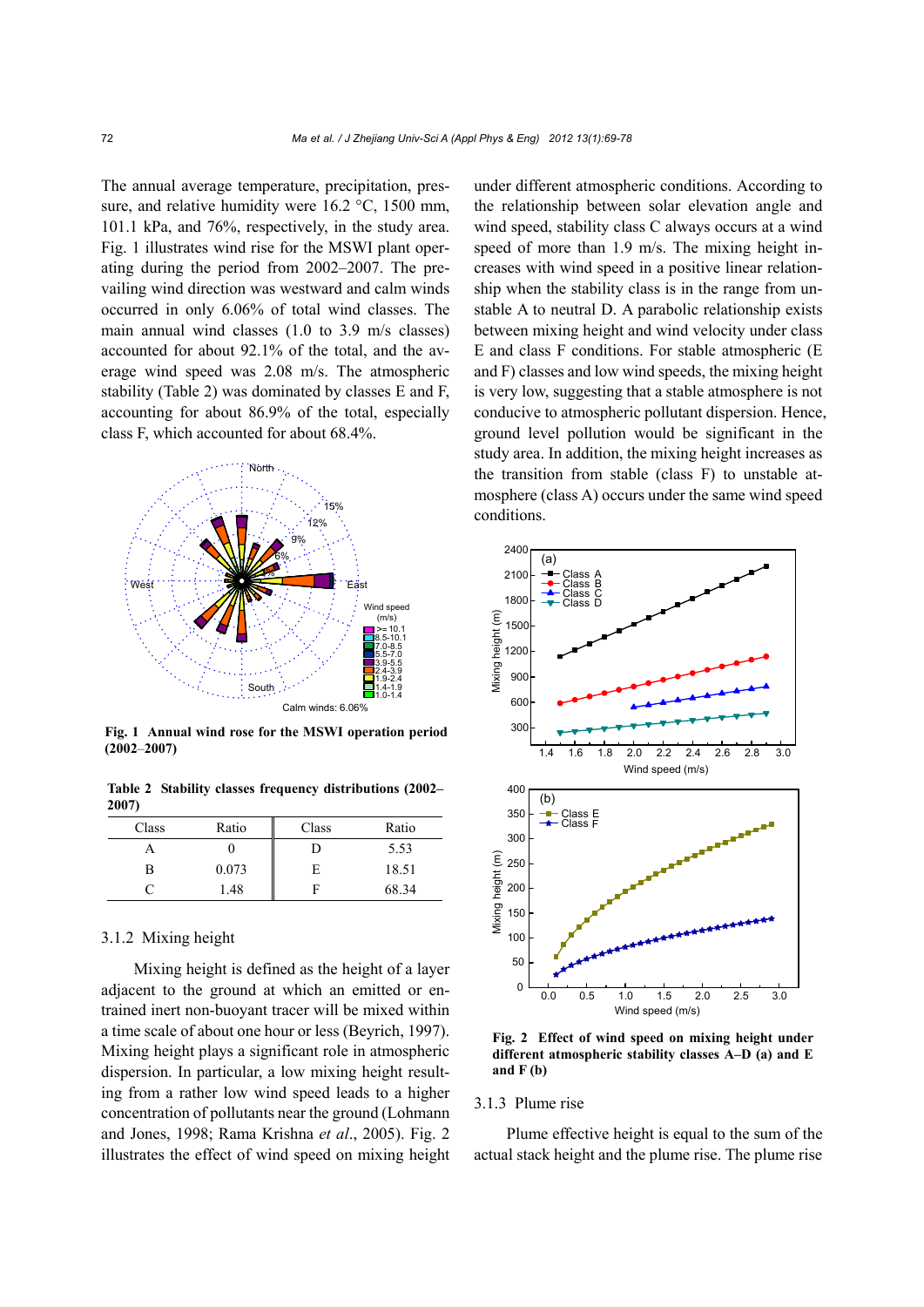The annual average temperature, precipitation, pressure, and relative humidity were 16.2 °C, 1500 mm, 101.1 kPa, and 76%, respectively, in the study area. Fig. 1 illustrates wind rise for the MSWI plant operating during the period from 2002–2007. The prevailing wind direction was westward and calm winds occurred in only 6.06% of total wind classes. The main annual wind classes (1.0 to 3.9 m/s classes) accounted for about 92.1% of the total, and the average wind speed was 2.08 m/s. The atmospheric stability (Table 2) was dominated by classes E and F, accounting for about 86.9% of the total, especially class F, which accounted for about 68.4%.

**Fig. 1 Annual wind rose for the MSWI operation period (2002–2007)**

**Table 2 Stability classes frequency distributions (2002–2007)**

| Class | Ratio | Class | Ratio |
|---|---|---|---|
| A | 0 | D | 5.53 |
| B | 0.073 | E | 18.51 |
| C | 1.48 | F | 68.34 |

### 3.1.2 Mixing height

Mixing height is defined as the height of a layer adjacent to the ground at which an emitted or entrained inert non-buoyant tracer will be mixed within a time scale of about one hour or less (Beyrich, 1997). Mixing height plays a significant role in atmospheric dispersion. In particular, a low mixing height resulting from a rather low wind speed leads to a higher concentration of pollutants near the ground (Lohmann and Jones, 1998; Rama Krishna *et al*., 2005). Fig. 2 illustrates the effect of wind speed on mixing height under different atmospheric conditions. According to the relationship between solar elevation angle and wind speed, stability class C always occurs at a wind speed of more than 1.9 m/s. The mixing height increases with wind speed in a positive linear relationship when the stability class is in the range from unstable A to neutral D. A parabolic relationship exists between mixing height and wind velocity under class E and class F conditions. For stable atmospheric (E and F) classes and low wind speeds, the mixing height is very low, suggesting that a stable atmosphere is not conducive to atmospheric pollutant dispersion. Hence, ground level pollution would be significant in the study area. In addition, the mixing height increases as the transition from stable (class F) to unstable atmosphere (class A) occurs under the same wind speed conditions.

**Fig. 2 Effect of wind speed on mixing height under different atmospheric stability classes A–D (a) and E and F (b)**

### 3.1.3 Plume rise

Plume effective height is equal to the sum of the actual stack height and the plume rise. The plume rise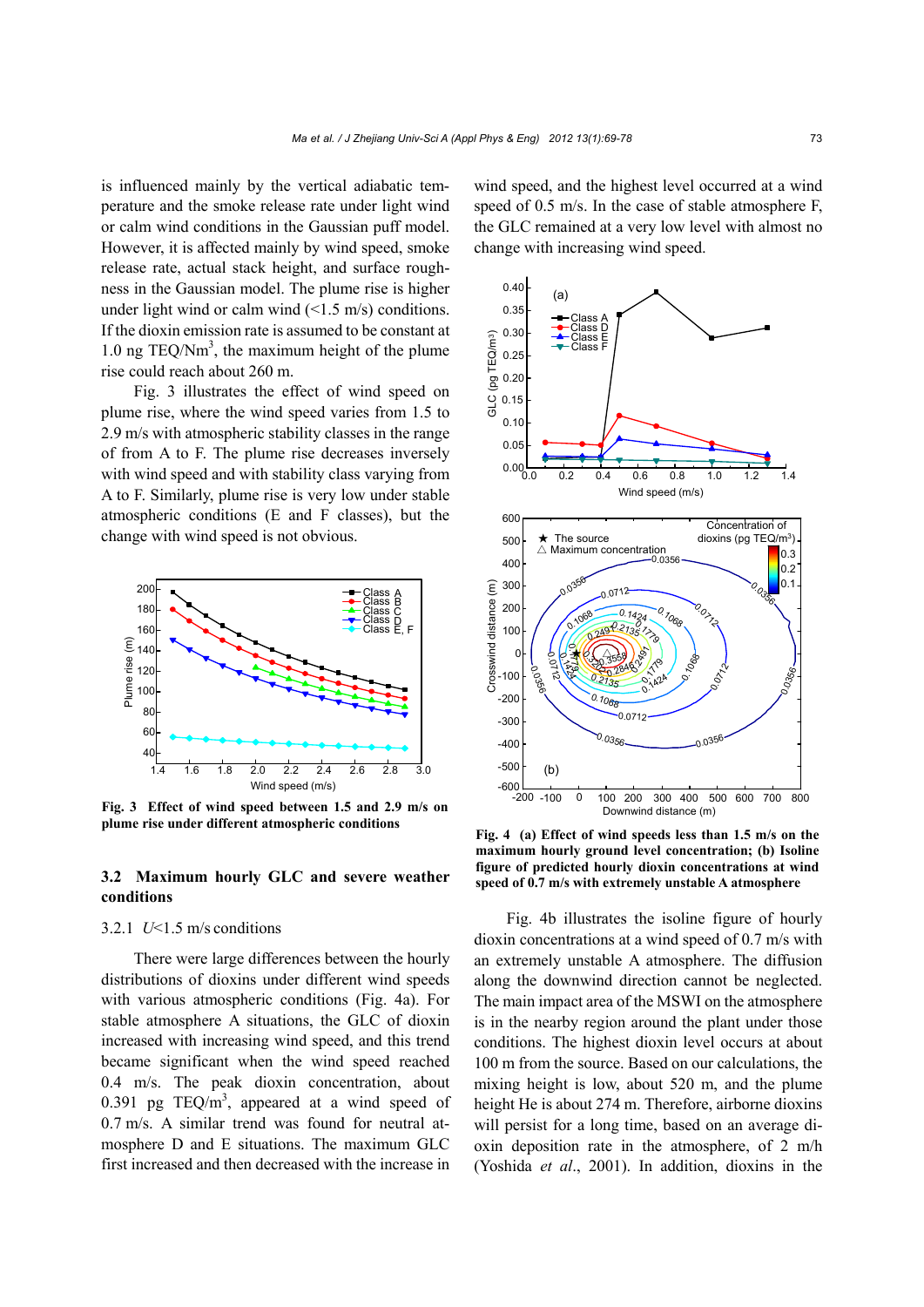is influenced mainly by the vertical adiabatic temperature and the smoke release rate under light wind or calm wind conditions in the Gaussian puff model. However, it is affected mainly by wind speed, smoke release rate, actual stack height, and surface roughness in the Gaussian model. The plume rise is higher under light wind or calm wind (<1.5 m/s) conditions. If the dioxin emission rate is assumed to be constant at 1.0 ng TEQ/$Nm^3$, the maximum height of the plume rise could reach about 260 m.

Fig. 3 illustrates the effect of wind speed on plume rise, where the wind speed varies from 1.5 to 2.9 m/s with atmospheric stability classes in the range of from A to F. The plume rise decreases inversely with wind speed and with stability class varying from A to F. Similarly, plume rise is very low under stable atmospheric conditions (E and F classes), but the change with wind speed is not obvious.

**Fig. 3 Effect of wind speed between 1.5 and 2.9 m/s on plume rise under different atmospheric conditions**

## 3.2 Maximum hourly GLC and severe weather conditions

### 3.2.1 *U*<1.5 m/s conditions

There were large differences between the hourly distributions of dioxins under different wind speeds with various atmospheric conditions (Fig. 4a). For stable atmosphere A situations, the GLC of dioxin increased with increasing wind speed, and this trend became significant when the wind speed reached 0.4 m/s. The peak dioxin concentration, about 0.391 pg TEQ/$m^3$, appeared at a wind speed of 0.7 m/s. A similar trend was found for neutral atmosphere D and E situations. The maximum GLC first increased and then decreased with the increase in wind speed, and the highest level occurred at a wind speed of 0.5 m/s. In the case of stable atmosphere F, the GLC remained at a very low level with almost no change with increasing wind speed.

**Fig. 4 (a) Effect of wind speeds less than 1.5 m/s on the maximum hourly ground level concentration; (b) Isoline figure of predicted hourly dioxin concentrations at wind speed of 0.7 m/s with extremely unstable A atmosphere**

Fig. 4b illustrates the isoline figure of hourly dioxin concentrations at a wind speed of 0.7 m/s with an extremely unstable A atmosphere. The diffusion along the downwind direction cannot be neglected. The main impact area of the MSWI on the atmosphere is in the nearby region around the plant under those conditions. The highest dioxin level occurs at about 100 m from the source. Based on our calculations, the mixing height is low, about 520 m, and the plume height He is about 274 m. Therefore, airborne dioxins will persist for a long time, based on an average dioxin deposition rate in the atmosphere, of 2 m/h (Yoshida *et al*., 2001). In addition, dioxins in the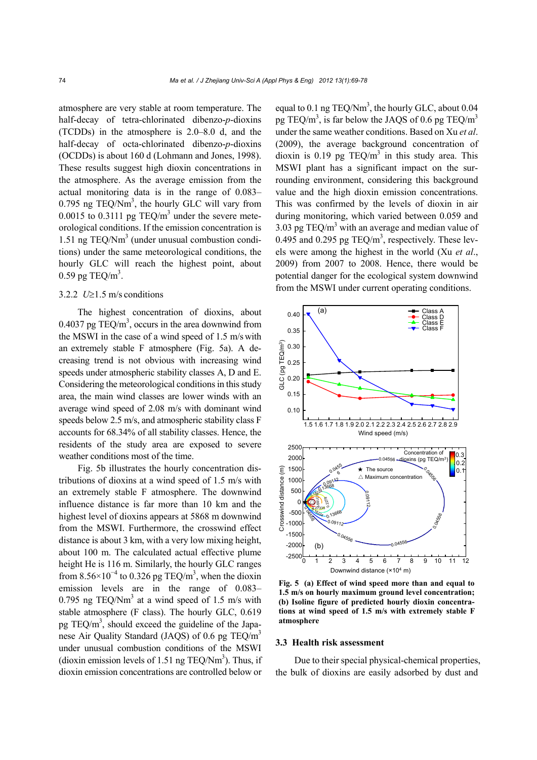atmosphere are very stable at room temperature. The half-decay of tetra-chlorinated dibenzo-*p*-dioxins (TCDDs) in the atmosphere is 2.0–8.0 d, and the half-decay of octa-chlorinated dibenzo-*p*-dioxins (OCDDs) is about 160 d (Lohmann and Jones, 1998). These results suggest high dioxin concentrations in the atmosphere. As the average emission from the actual monitoring data is in the range of 0.083–0.795 ng TEQ/Nm$^3$, the hourly GLC will vary from 0.0015 to 0.3111 pg TEQ/m$^3$ under the severe meteorological conditions. If the emission concentration is 1.51 ng TEQ/Nm$^3$ (under unusual combustion conditions) under the same meteorological conditions, the hourly GLC will reach the highest point, about 0.59 pg TEQ/m$^3$.

### 3.2.2 $U\geq1.5$ m/s conditions

The highest concentration of dioxins, about 0.4037 pg TEQ/m$^3$, occurs in the area downwind from the MSWI in the case of a wind speed of 1.5 m/s with an extremely stable F atmosphere (Fig. 5a). A decreasing trend is not obvious with increasing wind speeds under atmospheric stability classes A, D and E. Considering the meteorological conditions in this study area, the main wind classes are lower winds with an average wind speed of 2.08 m/s with dominant wind speeds below 2.5 m/s, and atmospheric stability class F accounts for 68.34% of all stability classes. Hence, the residents of the study area are exposed to severe weather conditions most of the time.

Fig. 5b illustrates the hourly concentration distributions of dioxins at a wind speed of 1.5 m/s with an extremely stable F atmosphere. The downwind influence distance is far more than 10 km and the highest level of dioxins appears at 5868 m downwind from the MSWI. Furthermore, the crosswind effect distance is about 3 km, with a very low mixing height, about 100 m. The calculated actual effective plume height He is 116 m. Similarly, the hourly GLC ranges from $8.56\times10^{-4}$ to 0.326 pg TEQ/m$^3$, when the dioxin emission levels are in the range of 0.083–0.795 ng TEQ/Nm$^3$ at a wind speed of 1.5 m/s with stable atmosphere (F class). The hourly GLC, 0.619 pg TEQ/m$^3$, should exceed the guideline of the Japanese Air Quality Standard (JAQS) of 0.6 pg TEQ/m$^3$ under unusual combustion conditions of the MSWI (dioxin emission levels of 1.51 ng TEQ/Nm$^3$). Thus, if dioxin emission concentrations are controlled below or equal to 0.1 ng TEQ/Nm$^3$, the hourly GLC, about 0.04 pg TEQ/m$^3$, is far below the JAQS of 0.6 pg TEQ/m$^3$ under the same weather conditions. Based on Xu *et al*. (2009), the average background concentration of dioxin is 0.19 pg TEQ/m$^3$ in this study area. This MSWI plant has a significant impact on the surrounding environment, considering this background value and the high dioxin emission concentrations. This was confirmed by the levels of dioxin in air during monitoring, which varied between 0.059 and 3.03 pg TEQ/m$^3$ with an average and median value of 0.495 and 0.295 pg TEQ/m$^3$, respectively. These levels were among the highest in the world (Xu *et al*., 2009) from 2007 to 2008. Hence, there would be potential danger for the ecological system downwind from the MSWI under current operating conditions.

**Fig. 5 (a) Effect of wind speed more than and equal to 1.5 m/s on hourly maximum ground level concentration; (b) Isoline figure of predicted hourly dioxin concentrations at wind speed of 1.5 m/s with extremely stable F atmosphere**

## 3.3 Health risk assessment

Due to their special physical-chemical properties, the bulk of dioxins are easily adsorbed by dust and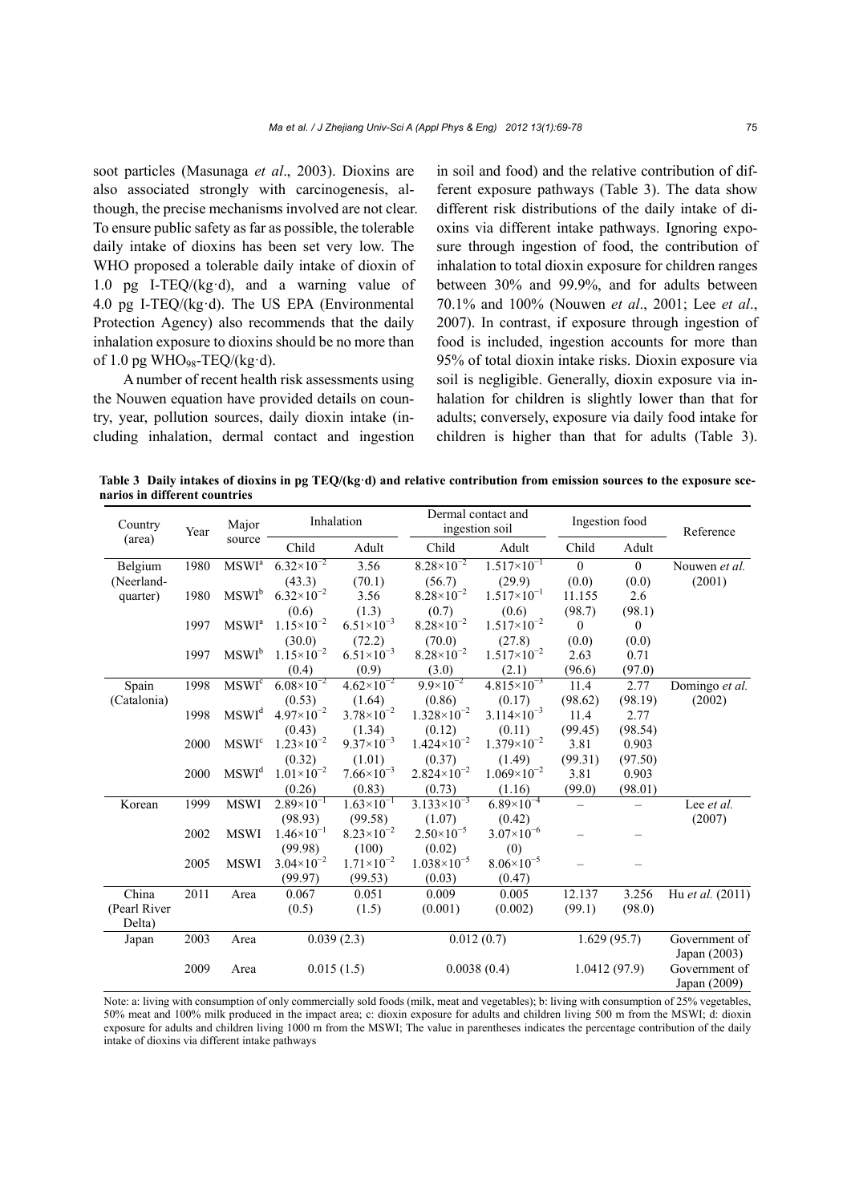soot particles (Masunaga *et al*., 2003). Dioxins are also associated strongly with carcinogenesis, although, the precise mechanisms involved are not clear. To ensure public safety as far as possible, the tolerable daily intake of dioxins has been set very low. The WHO proposed a tolerable daily intake of dioxin of 1.0 pg I-TEQ/(kg·d), and a warning value of 4.0 pg I-TEQ/(kg·d). The US EPA (Environmental Protection Agency) also recommends that the daily inhalation exposure to dioxins should be no more than of 1.0 pg $WHO_{98}$-TEQ/(kg·d).

A number of recent health risk assessments using the Nouwen equation have provided details on country, year, pollution sources, daily dioxin intake (including inhalation, dermal contact and ingestion in soil and food) and the relative contribution of different exposure pathways (Table 3). The data show different risk distributions of the daily intake of dioxins via different intake pathways. Ignoring exposure through ingestion of food, the contribution of inhalation to total dioxin exposure for children ranges between 30% and 99.9%, and for adults between 70.1% and 100% (Nouwen *et al*., 2001; Lee *et al*., 2007). In contrast, if exposure through ingestion of food is included, ingestion accounts for more than 95% of total dioxin intake risks. Dioxin exposure via soil is negligible. Generally, dioxin exposure via inhalation for children is slightly lower than that for adults; conversely, exposure via daily food intake for children is higher than that for adults (Table 3).

**Table 3 Daily intakes of dioxins in pg TEQ/(kg·d) and relative contribution from emission sources to the exposure scenarios in different countries**

| Country (area) | Year | Major source | Inhalation | | Dermal contact and ingestion soil | | Ingestion food | | Reference |
|---|---|---|---|---|---|---|---|---|---|
| | | | Child | Adult | Child | Adult | Child | Adult | |
| Belgium (Neerland-quarter) | 1980 | MSWI[a] | $6.32\times10^{-2}$ (43.3) | 3.56 (70.1) | $8.28\times10^{-2}$ (56.7) | $1.517\times10^{-1}$ (29.9) | 0 (0.0) | 0 (0.0) | Nouwen *et al.* (2001) |
| | 1980 | MSWI[b] | $6.32\times10^{-2}$ (0.6) | 3.56 (1.3) | $8.28\times10^{-2}$ (0.7) | $1.517\times10^{-1}$ (0.6) | 11.155 (98.7) | 2.6 (98.1) | |
| | 1997 | MSWI[a] | $1.15\times10^{-2}$ (30.0) | $6.51\times10^{-3}$ (72.2) | $8.28\times10^{-2}$ (70.0) | $1.517\times10^{-2}$ (27.8) | 0 (0.0) | 0 (0.0) | |
| | 1997 | MSWI[b] | $1.15\times10^{-2}$ (0.4) | $6.51\times10^{-3}$ (0.9) | $8.28\times10^{-2}$ (3.0) | $1.517\times10^{-2}$ (2.1) | 2.63 (96.6) | 0.71 (97.0) | |
| Spain (Catalonia) | 1998 | MSWI[c] | $6.08\times10^{-2}$ (0.53) | $4.62\times10^{-2}$ (1.64) | $9.9\times10^{-2}$ (0.86) | $4.815\times10^{-3}$ (0.17) | 11.4 (98.62) | 2.77 (98.19) | Domingo *et al.* (2002) |
| | 1998 | MSWI[d] | $4.97\times10^{-2}$ (0.43) | $3.78\times10^{-2}$ (1.34) | $1.328\times10^{-2}$ (0.12) | $3.114\times10^{-3}$ (0.11) | 11.4 (99.45) | 2.77 (98.54) | |
| | 2000 | MSWI[c] | $1.23\times10^{-2}$ (0.32) | $9.37\times10^{-3}$ (1.01) | $1.424\times10^{-2}$ (0.37) | $1.379\times10^{-2}$ (1.49) | 3.81 (99.31) | 0.903 (97.50) | |
| | 2000 | MSWI[d] | $1.01\times10^{-2}$ (0.26) | $7.66\times10^{-3}$ (0.83) | $2.824\times10^{-2}$ (0.73) | $1.069\times10^{-2}$ (1.16) | 3.81 (99.0) | 0.903 (98.01) | |
| Korean | 1999 | MSWI | $2.89\times10^{-1}$ (98.93) | $1.63\times10^{-1}$ (99.58) | $3.133\times10^{-3}$ (1.07) | $6.89\times10^{-4}$ (0.42) | – | – | Lee *et al.* (2007) |
| | 2002 | MSWI | $1.46\times10^{-1}$ (99.98) | $8.23\times10^{-2}$ (100) | $2.50\times10^{-5}$ (0.02) | $3.07\times10^{-6}$ (0) | – | – | |
| | 2005 | MSWI | $3.04\times10^{-2}$ (99.97) | $1.71\times10^{-2}$ (99.53) | $1.038\times10^{-5}$ (0.03) | $8.06\times10^{-5}$ (0.47) | – | – | |
| China (Pearl River Delta) | 2011 | Area | 0.067 (0.5) | 0.051 (1.5) | 0.009 (0.001) | 0.005 (0.002) | 12.137 (99.1) | 3.256 (98.0) | Hu *et al.* (2011) |
| Japan | 2003 | Area | 0.039 (2.3) | | 0.012 (0.7) | | 1.629 (95.7) | | Government of Japan (2003) |
| | 2009 | Area | 0.015 (1.5) | | 0.0038 (0.4) | | 1.0412 (97.9) | | Government of Japan (2009) |

Note: a: living with consumption of only commercially sold foods (milk, meat and vegetables); b: living with consumption of 25% vegetables, 50% meat and 100% milk produced in the impact area; c: dioxin exposure for adults and children living 500 m from the MSWI; d: dioxin exposure for adults and children living 1000 m from the MSWI; The value in parentheses indicates the percentage contribution of the daily intake of dioxins via different intake pathways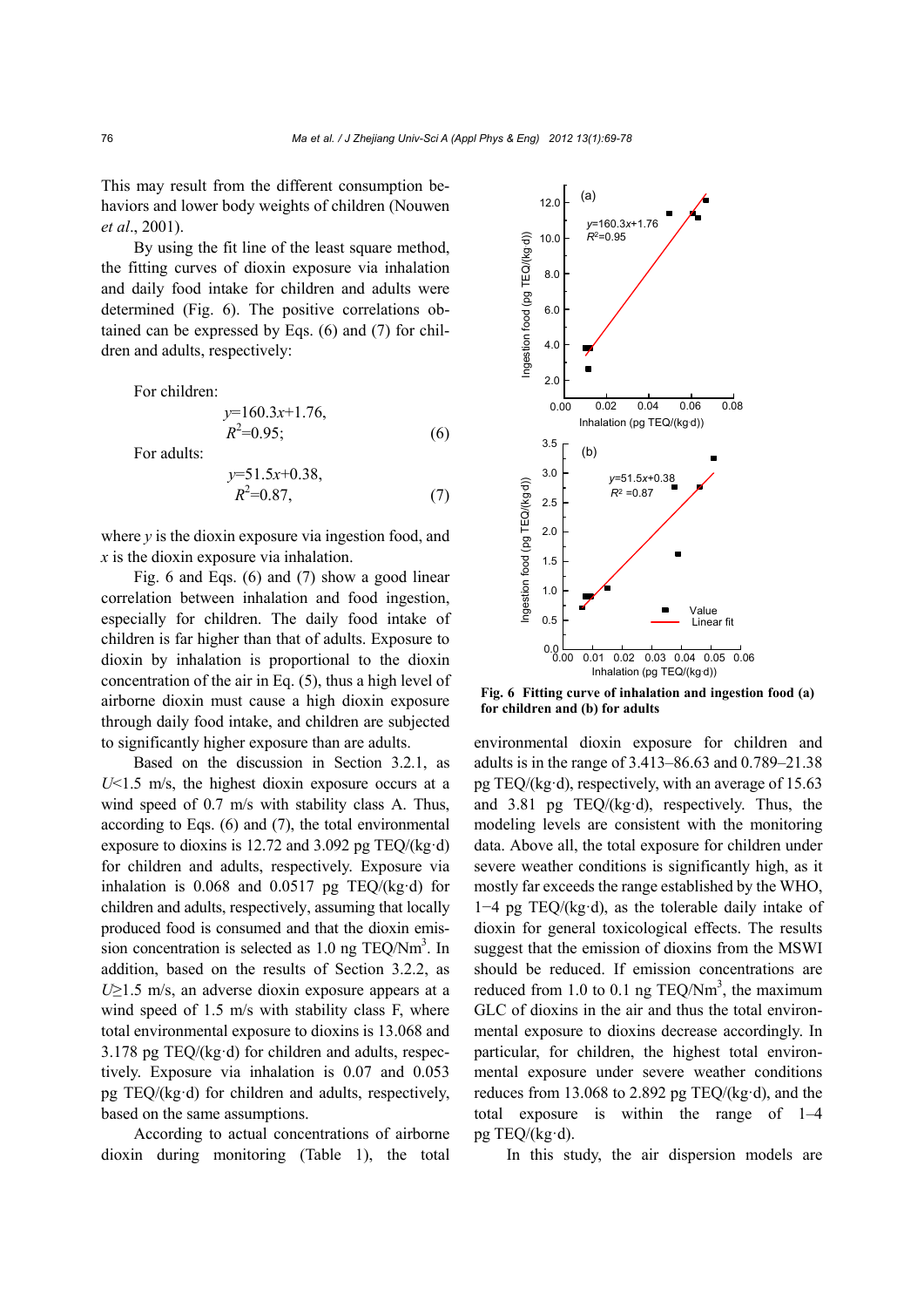This may result from the different consumption behaviors and lower body weights of children (Nouwen *et al*., 2001).

By using the fit line of the least square method, the fitting curves of dioxin exposure via inhalation and daily food intake for children and adults were determined (Fig. 6). The positive correlations obtained can be expressed by Eqs. (6) and (7) for children and adults, respectively:

For children:

$$y=160.3x+1.76,\quad R^2=0.95; \tag{6}$$

For adults:

$$y=51.5x+0.38,\quad R^2=0.87, \tag{7}$$

where $y$ is the dioxin exposure via ingestion food, and $x$ is the dioxin exposure via inhalation.

Fig. 6 and Eqs. (6) and (7) show a good linear correlation between inhalation and food ingestion, especially for children. The daily food intake of children is far higher than that of adults. Exposure to dioxin by inhalation is proportional to the dioxin concentration of the air in Eq. (5), thus a high level of airborne dioxin must cause a high dioxin exposure through daily food intake, and children are subjected to significantly higher exposure than are adults.

Based on the discussion in Section 3.2.1, as $U$<1.5 m/s, the highest dioxin exposure occurs at a wind speed of 0.7 m/s with stability class A. Thus, according to Eqs. (6) and (7), the total environmental exposure to dioxins is 12.72 and 3.092 pg TEQ/(kg·d) for children and adults, respectively. Exposure via inhalation is 0.068 and 0.0517 pg TEQ/(kg·d) for children and adults, respectively, assuming that locally produced food is consumed and that the dioxin emission concentration is selected as 1.0 ng TEQ/Nm$^3$. In addition, based on the results of Section 3.2.2, as $U$≥1.5 m/s, an adverse dioxin exposure appears at a wind speed of 1.5 m/s with stability class F, where total environmental exposure to dioxins is 13.068 and 3.178 pg TEQ/(kg·d) for children and adults, respectively. Exposure via inhalation is 0.07 and 0.053 pg TEQ/(kg·d) for children and adults, respectively, based on the same assumptions.

According to actual concentrations of airborne dioxin during monitoring (Table 1), the total environmental dioxin exposure for children and adults is in the range of 3.413–86.63 and 0.789–21.38 pg TEQ/(kg·d), respectively, with an average of 15.63 and 3.81 pg TEQ/(kg·d), respectively. Thus, the modeling levels are consistent with the monitoring data. Above all, the total exposure for children under severe weather conditions is significantly high, as it mostly far exceeds the range established by the WHO, 1−4 pg TEQ/(kg·d), as the tolerable daily intake of dioxin for general toxicological effects. The results suggest that the emission of dioxins from the MSWI should be reduced. If emission concentrations are reduced from 1.0 to 0.1 ng TEQ/Nm$^3$, the maximum GLC of dioxins in the air and thus the total environmental exposure to dioxins decrease accordingly. In particular, for children, the highest total environmental exposure under severe weather conditions reduces from 13.068 to 2.892 pg TEQ/(kg·d), and the total exposure is within the range of 1–4 pg TEQ/(kg·d).

**Fig. 6 Fitting curve of inhalation and ingestion food (a) for children and (b) for adults**

In this study, the air dispersion models are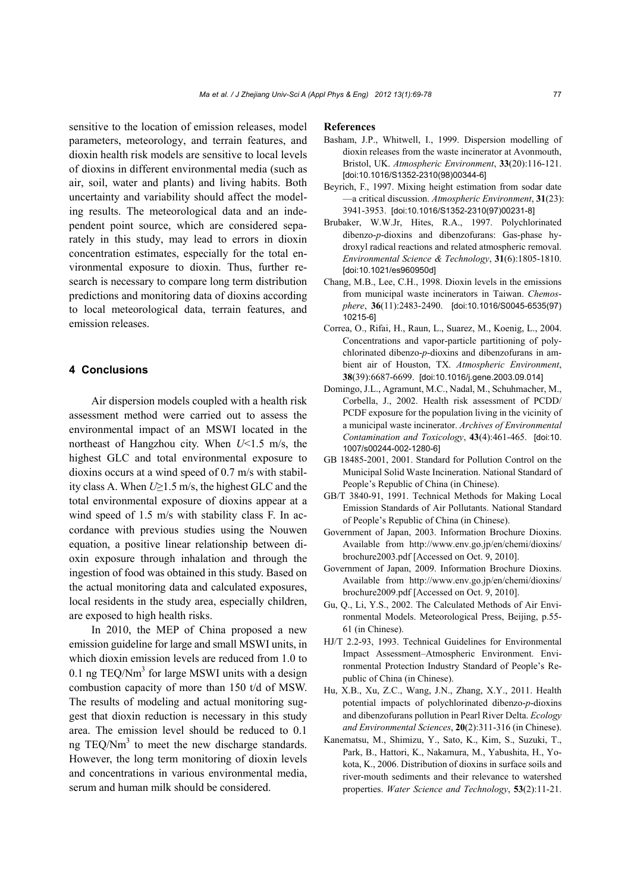sensitive to the location of emission releases, model parameters, meteorology, and terrain features, and dioxin health risk models are sensitive to local levels of dioxins in different environmental media (such as air, soil, water and plants) and living habits. Both uncertainty and variability should affect the modeling results. The meteorological data and an independent point source, which are considered separately in this study, may lead to errors in dioxin concentration estimates, especially for the total environmental exposure to dioxin. Thus, further research is necessary to compare long term distribution predictions and monitoring data of dioxins according to local meteorological data, terrain features, and emission releases.

## 4 Conclusions

Air dispersion models coupled with a health risk assessment method were carried out to assess the environmental impact of an MSWI located in the northeast of Hangzhou city. When $U$<1.5 m/s, the highest GLC and total environmental exposure to dioxins occurs at a wind speed of 0.7 m/s with stability class A. When $U$≥1.5 m/s, the highest GLC and the total environmental exposure of dioxins appear at a wind speed of 1.5 m/s with stability class F. In accordance with previous studies using the Nouwen equation, a positive linear relationship between dioxin exposure through inhalation and through the ingestion of food was obtained in this study. Based on the actual monitoring data and calculated exposures, local residents in the study area, especially children, are exposed to high health risks.

In 2010, the MEP of China proposed a new emission guideline for large and small MSWI units, in which dioxin emission levels are reduced from 1.0 to 0.1 ng TEQ/Nm$^3$ for large MSWI units with a design combustion capacity of more than 150 t/d of MSW. The results of modeling and actual monitoring suggest that dioxin reduction is necessary in this study area. The emission level should be reduced to 0.1 ng TEQ/Nm$^3$ to meet the new discharge standards. However, the long term monitoring of dioxin levels and concentrations in various environmental media, serum and human milk should be considered.

## References

Basham, J.P., Whitwell, I., 1999. Dispersion modelling of dioxin releases from the waste incinerator at Avonmouth, Bristol, UK. *Atmospheric Environment*, **33**(20):116-121. [doi:10.1016/S1352-2310(98)00344-6]

Beyrich, F., 1997. Mixing height estimation from sodar date —a critical discussion. *Atmospheric Environment*, **31**(23): 3941-3953. [doi:10.1016/S1352-2310(97)00231-8]

Brubaker, W.W.Jr, Hites, R.A., 1997. Polychlorinated dibenzo-*p*-dioxins and dibenzofurans: Gas-phase hydroxyl radical reactions and related atmospheric removal. *Environmental Science & Technology*, **31**(6):1805-1810. [doi:10.1021/es960950d]

Chang, M.B., Lee, C.H., 1998. Dioxin levels in the emissions from municipal waste incinerators in Taiwan. *Chemosphere*, **36**(11):2483-2490. [doi:10.1016/S0045-6535(97) 10215-6]

Correa, O., Rifai, H., Raun, L., Suarez, M., Koenig, L., 2004. Concentrations and vapor-particle partitioning of polychlorinated dibenzo-*p*-dioxins and dibenzofurans in ambient air of Houston, TX. *Atmospheric Environment*, **38**(39):6687-6699. [doi:10.1016/j.gene.2003.09.014]

Domingo, J.L., Agramunt, M.C., Nadal, M., Schuhmacher, M., Corbella, J., 2002. Health risk assessment of PCDD/PCDF exposure for the population living in the vicinity of a municipal waste incinerator. *Archives of Environmental Contamination and Toxicology*, **43**(4):461-465. [doi:10. 1007/s00244-002-1280-6]

GB 18485-2001, 2001. Standard for Pollution Control on the Municipal Solid Waste Incineration. National Standard of People's Republic of China (in Chinese).

GB/T 3840-91, 1991. Technical Methods for Making Local Emission Standards of Air Pollutants. National Standard of People's Republic of China (in Chinese).

Government of Japan, 2003. Information Brochure Dioxins. Available from http://www.env.go.jp/en/chemi/dioxins/brochure2003.pdf [Accessed on Oct. 9, 2010].

Government of Japan, 2009. Information Brochure Dioxins. Available from http://www.env.go.jp/en/chemi/dioxins/brochure2009.pdf [Accessed on Oct. 9, 2010].

Gu, Q., Li, Y.S., 2002. The Calculated Methods of Air Environmental Models. Meteorological Press, Beijing, p.55-61 (in Chinese).

HJ/T 2.2-93, 1993. Technical Guidelines for Environmental Impact Assessment–Atmospheric Environment. Environmental Protection Industry Standard of People's Republic of China (in Chinese).

Hu, X.B., Xu, Z.C., Wang, J.N., Zhang, X.Y., 2011. Health potential impacts of polychlorinated dibenzo-*p*-dioxins and dibenzofurans pollution in Pearl River Delta. *Ecology and Environmental Sciences*, **20**(2):311-316 (in Chinese).

Kanematsu, M., Shimizu, Y., Sato, K., Kim, S., Suzuki, T., Park, B., Hattori, K., Nakamura, M., Yabushita, H., Yokota, K., 2006. Distribution of dioxins in surface soils and river-mouth sediments and their relevance to watershed properties. *Water Science and Technology*, **53**(2):11-21.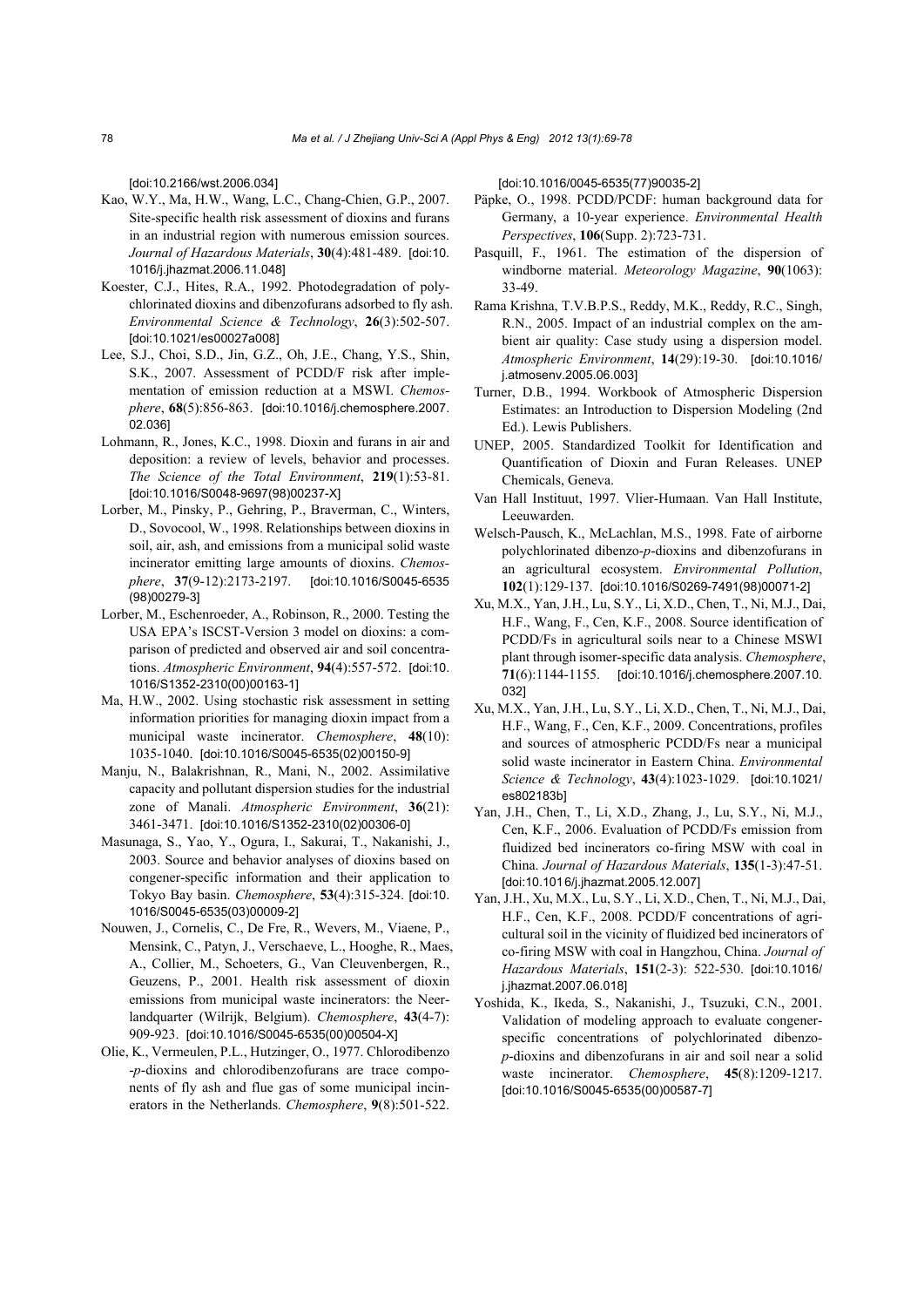[doi:10.2166/wst.2006.034]

Kao, W.Y., Ma, H.W., Wang, L.C., Chang-Chien, G.P., 2007. Site-specific health risk assessment of dioxins and furans in an industrial region with numerous emission sources. *Journal of Hazardous Materials*, **30**(4):481-489. [doi:10.1016/j.jhazmat.2006.11.048]

Koester, C.J., Hites, R.A., 1992. Photodegradation of polychlorinated dioxins and dibenzofurans adsorbed to fly ash. *Environmental Science & Technology*, **26**(3):502-507. [doi:10.1021/es00027a008]

Lee, S.J., Choi, S.D., Jin, G.Z., Oh, J.E., Chang, Y.S., Shin, S.K., 2007. Assessment of PCDD/F risk after implementation of emission reduction at a MSWI. *Chemosphere*, **68**(5):856-863. [doi:10.1016/j.chemosphere.2007.02.036]

Lohmann, R., Jones, K.C., 1998. Dioxin and furans in air and deposition: a review of levels, behavior and processes. *The Science of the Total Environment*, **219**(1):53-81. [doi:10.1016/S0048-9697(98)00237-X]

Lorber, M., Pinsky, P., Gehring, P., Braverman, C., Winters, D., Sovocool, W., 1998. Relationships between dioxins in soil, air, ash, and emissions from a municipal solid waste incinerator emitting large amounts of dioxins. *Chemosphere*, **37**(9-12):2173-2197. [doi:10.1016/S0045-6535(98)00279-3]

Lorber, M., Eschenroeder, A., Robinson, R., 2000. Testing the USA EPA's ISCST-Version 3 model on dioxins: a comparison of predicted and observed air and soil concentrations. *Atmospheric Environment*, **94**(4):557-572. [doi:10.1016/S1352-2310(00)00163-1]

Ma, H.W., 2002. Using stochastic risk assessment in setting information priorities for managing dioxin impact from a municipal waste incinerator. *Chemosphere*, **48**(10):1035-1040. [doi:10.1016/S0045-6535(02)00150-9]

Manju, N., Balakrishnan, R., Mani, N., 2002. Assimilative capacity and pollutant dispersion studies for the industrial zone of Manali. *Atmospheric Environment*, **36**(21):3461-3471. [doi:10.1016/S1352-2310(02)00306-0]

Masunaga, S., Yao, Y., Ogura, I., Sakurai, T., Nakanishi, J., 2003. Source and behavior analyses of dioxins based on congener-specific information and their application to Tokyo Bay basin. *Chemosphere*, **53**(4):315-324. [doi:10.1016/S0045-6535(03)00009-2]

Nouwen, J., Cornelis, C., De Fre, R., Wevers, M., Viaene, P., Mensink, C., Patyn, J., Verschaeve, L., Hooghe, R., Maes, A., Collier, M., Schoeters, G., Van Cleuvenbergen, R., Geuzens, P., 2001. Health risk assessment of dioxin emissions from municipal waste incinerators: the Neerlandquarter (Wilrijk, Belgium). *Chemosphere*, **43**(4-7):909-923. [doi:10.1016/S0045-6535(00)00504-X]

Olie, K., Vermeulen, P.L., Hutzinger, O., 1977. Chlorodibenzo-*p*-dioxins and chlorodibenzofurans are trace components of fly ash and flue gas of some municipal incinerators in the Netherlands. *Chemosphere*, **9**(8):501-522. [doi:10.1016/0045-6535(77)90035-2]

Päpke, O., 1998. PCDD/PCDF: human background data for Germany, a 10-year experience. *Environmental Health Perspectives*, **106**(Supp. 2):723-731.

Pasquill, F., 1961. The estimation of the dispersion of windborne material. *Meteorology Magazine*, **90**(1063):33-49.

Rama Krishna, T.V.B.P.S., Reddy, M.K., Reddy, R.C., Singh, R.N., 2005. Impact of an industrial complex on the ambient air quality: Case study using a dispersion model. *Atmospheric Environment*, **14**(29):19-30. [doi:10.1016/j.atmosenv.2005.06.003]

Turner, D.B., 1994. Workbook of Atmospheric Dispersion Estimates: an Introduction to Dispersion Modeling (2nd Ed.). Lewis Publishers.

UNEP, 2005. Standardized Toolkit for Identification and Quantification of Dioxin and Furan Releases. UNEP Chemicals, Geneva.

Van Hall Instituut, 1997. Vlier-Humaan. Van Hall Institute, Leeuwarden.

Welsch-Pausch, K., McLachlan, M.S., 1998. Fate of airborne polychlorinated dibenzo-*p*-dioxins and dibenzofurans in an agricultural ecosystem. *Environmental Pollution*, **102**(1):129-137. [doi:10.1016/S0269-7491(98)00071-2]

Xu, M.X., Yan, J.H., Lu, S.Y., Li, X.D., Chen, T., Ni, M.J., Dai, H.F., Wang, F., Cen, K.F., 2008. Source identification of PCDD/Fs in agricultural soils near to a Chinese MSWI plant through isomer-specific data analysis. *Chemosphere*, **71**(6):1144-1155. [doi:10.1016/j.chemosphere.2007.10.032]

Xu, M.X., Yan, J.H., Lu, S.Y., Li, X.D., Chen, T., Ni, M.J., Dai, H.F., Wang, F., Cen, K.F., 2009. Concentrations, profiles and sources of atmospheric PCDD/Fs near a municipal solid waste incinerator in Eastern China. *Environmental Science & Technology*, **43**(4):1023-1029. [doi:10.1021/es802183b]

Yan, J.H., Chen, T., Li, X.D., Zhang, J., Lu, S.Y., Ni, M.J., Cen, K.F., 2006. Evaluation of PCDD/Fs emission from fluidized bed incinerators co-firing MSW with coal in China. *Journal of Hazardous Materials*, **135**(1-3):47-51. [doi:10.1016/j.jhazmat.2005.12.007]

Yan, J.H., Xu, M.X., Lu, S.Y., Li, X.D., Chen, T., Ni, M.J., Dai, H.F., Cen, K.F., 2008. PCDD/F concentrations of agricultural soil in the vicinity of fluidized bed incinerators of co-firing MSW with coal in Hangzhou, China. *Journal of Hazardous Materials*, **151**(2-3): 522-530. [doi:10.1016/j.jhazmat.2007.06.018]

Yoshida, K., Ikeda, S., Nakanishi, J., Tsuzuki, C.N., 2001. Validation of modeling approach to evaluate congener-specific concentrations of polychlorinated dibenzo-*p*-dioxins and dibenzofurans in air and soil near a solid waste incinerator. *Chemosphere*, **45**(8):1209-1217. [doi:10.1016/S0045-6535(00)00587-7]